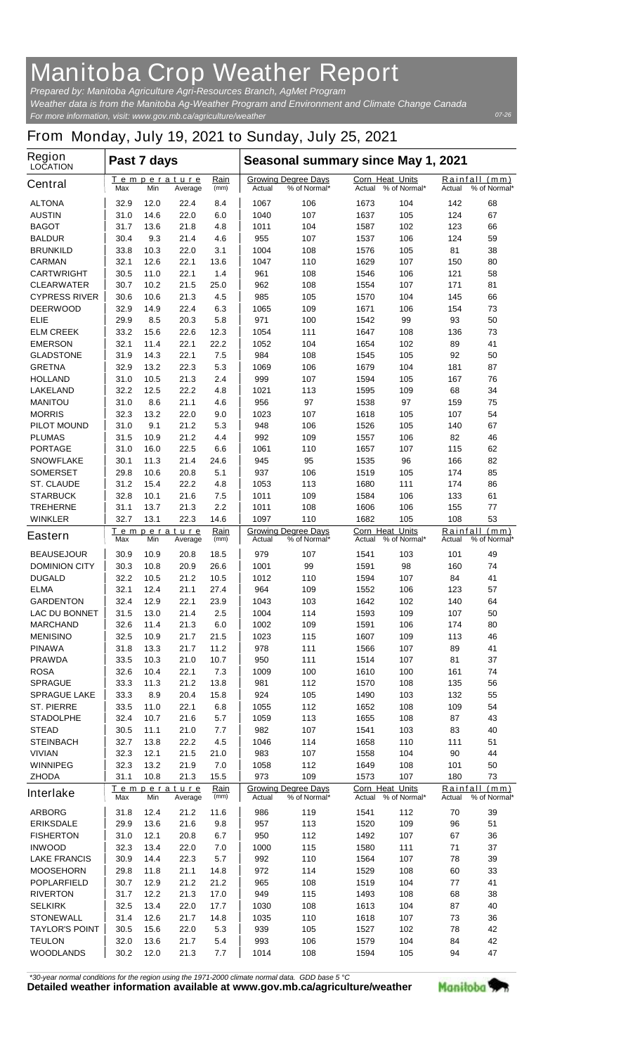# Manitoba Crop Weather Report

*Prepared by: Manitoba Agriculture Agri-Resources Branch, AgMet Program*
*Weather data is from the Manitoba Ag-Weather Program and Environment and Climate Change Canada*
*For more information, visit: www.gov.mb.ca/agriculture/weather*

07-26

## From Monday, July 19, 2021 to Sunday, July 25, 2021

| Region LOCATION | Past 7 days | | | | Seasonal summary since May 1, 2021 | | | | | |
|---|---|---|---|---|---|---|---|---|---|---|
| | Temperature | | | Rain | Growing Degree Days | | Corn Heat Units | | Rainfall (mm) | |
| **Central** | Max | Min | Average | (mm) | Actual | % of Normal* | Actual | % of Normal* | Actual | % of Normal* |
| ALTONA | 32.9 | 12.0 | 22.4 | 8.4 | 1067 | 106 | 1673 | 104 | 142 | 68 |
| AUSTIN | 31.0 | 14.6 | 22.0 | 6.0 | 1040 | 107 | 1637 | 105 | 124 | 67 |
| BAGOT | 31.7 | 13.6 | 21.8 | 4.8 | 1011 | 104 | 1587 | 102 | 123 | 66 |
| BALDUR | 30.4 | 9.3 | 21.4 | 4.6 | 955 | 107 | 1537 | 106 | 124 | 59 |
| BRUNKILD | 33.8 | 10.3 | 22.0 | 3.1 | 1004 | 108 | 1576 | 105 | 81 | 38 |
| CARMAN | 32.1 | 12.6 | 22.1 | 13.6 | 1047 | 110 | 1629 | 107 | 150 | 80 |
| CARTWRIGHT | 30.5 | 11.0 | 22.1 | 1.4 | 961 | 108 | 1546 | 106 | 121 | 58 |
| CLEARWATER | 30.7 | 10.2 | 21.5 | 25.0 | 962 | 108 | 1554 | 107 | 171 | 81 |
| CYPRESS RIVER | 30.6 | 10.6 | 21.3 | 4.5 | 985 | 105 | 1570 | 104 | 145 | 66 |
| DEERWOOD | 32.9 | 14.9 | 22.4 | 6.3 | 1065 | 109 | 1671 | 106 | 154 | 73 |
| ELIE | 29.9 | 8.5 | 20.3 | 5.8 | 971 | 100 | 1542 | 99 | 93 | 50 |
| ELM CREEK | 33.2 | 15.6 | 22.6 | 12.3 | 1054 | 111 | 1647 | 108 | 136 | 73 |
| EMERSON | 32.1 | 11.4 | 22.1 | 22.2 | 1052 | 104 | 1654 | 102 | 89 | 41 |
| GLADSTONE | 31.9 | 14.3 | 22.1 | 7.5 | 984 | 108 | 1545 | 105 | 92 | 50 |
| GRETNA | 32.9 | 13.2 | 22.3 | 5.3 | 1069 | 106 | 1679 | 104 | 181 | 87 |
| HOLLAND | 31.0 | 10.5 | 21.3 | 2.4 | 999 | 107 | 1594 | 105 | 167 | 76 |
| LAKELAND | 32.2 | 12.5 | 22.2 | 4.8 | 1021 | 113 | 1595 | 109 | 68 | 34 |
| MANITOU | 31.0 | 8.6 | 21.1 | 4.6 | 956 | 97 | 1538 | 97 | 159 | 75 |
| MORRIS | 32.3 | 13.2 | 22.0 | 9.0 | 1023 | 107 | 1618 | 105 | 107 | 54 |
| PILOT MOUND | 31.0 | 9.1 | 21.2 | 5.3 | 948 | 106 | 1526 | 105 | 140 | 67 |
| PLUMAS | 31.5 | 10.9 | 21.2 | 4.4 | 992 | 109 | 1557 | 106 | 82 | 46 |
| PORTAGE | 31.0 | 16.0 | 22.5 | 6.6 | 1061 | 110 | 1657 | 107 | 115 | 62 |
| SNOWFLAKE | 30.1 | 11.3 | 21.4 | 24.6 | 945 | 95 | 1535 | 96 | 166 | 82 |
| SOMERSET | 29.8 | 10.6 | 20.8 | 5.1 | 937 | 106 | 1519 | 105 | 174 | 85 |
| ST. CLAUDE | 31.2 | 15.4 | 22.2 | 4.8 | 1053 | 113 | 1680 | 111 | 174 | 86 |
| STARBUCK | 32.8 | 10.1 | 21.6 | 7.5 | 1011 | 109 | 1584 | 106 | 133 | 61 |
| TREHERNE | 31.1 | 13.7 | 21.3 | 2.2 | 1011 | 108 | 1606 | 106 | 155 | 77 |
| WINKLER | 32.7 | 13.1 | 22.3 | 14.6 | 1097 | 110 | 1682 | 105 | 108 | 53 |
| **Eastern** | Max | Min | Average | Rain (mm) | Actual | % of Normal* | Actual | % of Normal* | Actual | % of Normal* |
| BEAUSEJOUR | 30.9 | 10.9 | 20.8 | 18.5 | 979 | 107 | 1541 | 103 | 101 | 49 |
| DOMINION CITY | 30.3 | 10.8 | 20.9 | 26.6 | 1001 | 99 | 1591 | 98 | 160 | 74 |
| DUGALD | 32.2 | 10.5 | 21.2 | 10.5 | 1012 | 110 | 1594 | 107 | 84 | 41 |
| ELMA | 32.1 | 12.4 | 21.1 | 27.4 | 964 | 109 | 1552 | 106 | 123 | 57 |
| GARDENTON | 32.4 | 12.9 | 22.1 | 23.9 | 1043 | 103 | 1642 | 102 | 140 | 64 |
| LAC DU BONNET | 31.5 | 13.0 | 21.4 | 2.5 | 1004 | 114 | 1593 | 109 | 107 | 50 |
| MARCHAND | 32.6 | 11.4 | 21.3 | 6.0 | 1002 | 109 | 1591 | 106 | 174 | 80 |
| MENISINO | 32.5 | 10.9 | 21.7 | 21.5 | 1023 | 115 | 1607 | 109 | 113 | 46 |
| PINAWA | 31.8 | 13.3 | 21.7 | 11.2 | 978 | 111 | 1566 | 107 | 89 | 41 |
| PRAWDA | 33.5 | 10.3 | 21.0 | 10.7 | 950 | 111 | 1514 | 107 | 81 | 37 |
| ROSA | 32.6 | 10.4 | 22.1 | 7.3 | 1009 | 100 | 1610 | 100 | 161 | 74 |
| SPRAGUE | 33.3 | 11.3 | 21.2 | 13.8 | 981 | 112 | 1570 | 108 | 135 | 56 |
| SPRAGUE LAKE | 33.3 | 8.9 | 20.4 | 15.8 | 924 | 105 | 1490 | 103 | 132 | 55 |
| ST. PIERRE | 33.5 | 11.0 | 22.1 | 6.8 | 1055 | 112 | 1652 | 108 | 109 | 54 |
| STADOLPHE | 32.4 | 10.7 | 21.6 | 5.7 | 1059 | 113 | 1655 | 108 | 87 | 43 |
| STEAD | 30.5 | 11.1 | 21.0 | 7.7 | 982 | 107 | 1541 | 103 | 83 | 40 |
| STEINBACH | 32.7 | 13.8 | 22.2 | 4.5 | 1046 | 114 | 1658 | 110 | 111 | 51 |
| VIVIAN | 32.3 | 12.1 | 21.5 | 21.0 | 983 | 107 | 1558 | 104 | 90 | 44 |
| WINNIPEG | 32.3 | 13.2 | 21.9 | 7.0 | 1058 | 112 | 1649 | 108 | 101 | 50 |
| ZHODA | 31.1 | 10.8 | 21.3 | 15.5 | 973 | 109 | 1573 | 107 | 180 | 73 |
| **Interlake** | Max | Min | Average | Rain (mm) | Actual | % of Normal* | Actual | % of Normal* | Actual | % of Normal* |
| ARBORG | 31.8 | 12.4 | 21.2 | 11.6 | 986 | 119 | 1541 | 112 | 70 | 39 |
| ERIKSDALE | 29.9 | 13.6 | 21.6 | 9.8 | 957 | 113 | 1520 | 109 | 96 | 51 |
| FISHERTON | 31.0 | 12.1 | 20.8 | 6.7 | 950 | 112 | 1492 | 107 | 67 | 36 |
| INWOOD | 32.3 | 13.4 | 22.0 | 7.0 | 1000 | 115 | 1580 | 111 | 71 | 37 |
| LAKE FRANCIS | 30.9 | 14.4 | 22.3 | 5.7 | 992 | 110 | 1564 | 107 | 78 | 39 |
| MOOSEHORN | 29.8 | 11.8 | 21.1 | 14.8 | 972 | 114 | 1529 | 108 | 60 | 33 |
| POPLARFIELD | 30.7 | 12.9 | 21.2 | 21.2 | 965 | 108 | 1519 | 104 | 77 | 41 |
| RIVERTON | 31.7 | 12.2 | 21.3 | 17.0 | 949 | 115 | 1493 | 108 | 68 | 38 |
| SELKIRK | 32.5 | 13.4 | 22.0 | 17.7 | 1030 | 108 | 1613 | 104 | 87 | 40 |
| STONEWALL | 31.4 | 12.6 | 21.7 | 14.8 | 1035 | 110 | 1618 | 107 | 73 | 36 |
| TAYLOR'S POINT | 30.5 | 15.6 | 22.0 | 5.3 | 939 | 105 | 1527 | 102 | 78 | 42 |
| TEULON | 32.0 | 13.6 | 21.7 | 5.4 | 993 | 106 | 1579 | 104 | 84 | 42 |
| WOODLANDS | 30.2 | 12.0 | 21.3 | 7.7 | 1014 | 108 | 1594 | 105 | 94 | 47 |

*\*30-year normal conditions for the region using the 1971-2000 climate normal data. GDD base 5 °C*

**Detailed weather information available at www.gov.mb.ca/agriculture/weather**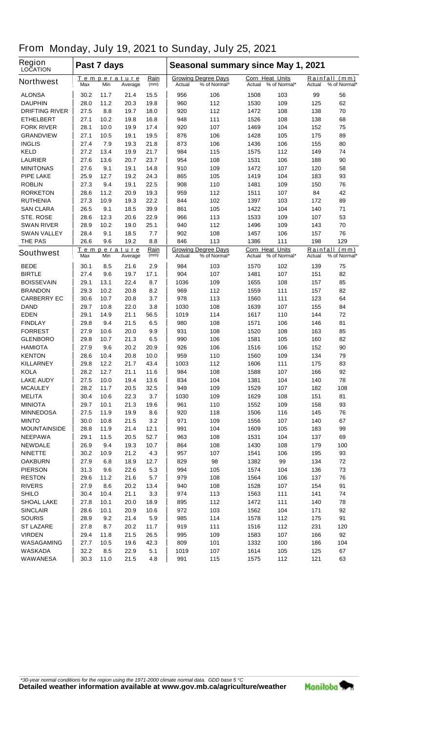# From Monday, July 19, 2021 to Sunday, July 25, 2021

| Region LOCATION | Past 7 days | | | | Seasonal summary since May 1, 2021 | | | | | |
|---|---|---|---|---|---|---|---|---|---|---|
| **Northwest** | Temperature Max | Temperature Min | Temperature Average | Rain (mm) | Growing Degree Days Actual | Growing Degree Days % of Normal* | Corn Heat Units Actual | Corn Heat Units % of Normal* | Rainfall (mm) Actual | Rainfall (mm) % of Normal* |
| ALONSA | 30.2 | 11.7 | 21.4 | 15.5 | 956 | 106 | 1508 | 103 | 99 | 56 |
| DAUPHIN | 28.0 | 11.2 | 20.3 | 19.8 | 960 | 112 | 1530 | 109 | 125 | 62 |
| DRIFTING RIVER | 27.5 | 8.8 | 19.7 | 18.0 | 920 | 112 | 1472 | 108 | 138 | 70 |
| ETHELBERT | 27.1 | 10.2 | 19.8 | 16.8 | 948 | 111 | 1526 | 108 | 138 | 68 |
| FORK RIVER | 28.1 | 10.0 | 19.9 | 17.4 | 920 | 107 | 1469 | 104 | 152 | 75 |
| GRANDVIEW | 27.1 | 10.5 | 19.1 | 19.5 | 876 | 106 | 1428 | 105 | 175 | 89 |
| INGLIS | 27.4 | 7.9 | 19.3 | 21.8 | 873 | 106 | 1436 | 106 | 155 | 80 |
| KELD | 27.2 | 13.4 | 19.9 | 21.7 | 984 | 115 | 1575 | 112 | 149 | 74 |
| LAURIER | 27.6 | 13.6 | 20.7 | 23.7 | 954 | 108 | 1531 | 106 | 188 | 90 |
| MINITONAS | 27.6 | 9.1 | 19.1 | 14.8 | 910 | 109 | 1472 | 107 | 120 | 58 |
| PIPE LAKE | 25.9 | 12.7 | 19.2 | 24.3 | 865 | 105 | 1419 | 104 | 183 | 93 |
| ROBLIN | 27.3 | 9.4 | 19.1 | 22.5 | 908 | 110 | 1481 | 109 | 150 | 76 |
| RORKETON | 28.6 | 11.2 | 20.9 | 19.3 | 959 | 112 | 1511 | 107 | 84 | 42 |
| RUTHENIA | 27.3 | 10.9 | 19.3 | 22.2 | 844 | 102 | 1397 | 103 | 172 | 89 |
| SAN CLARA | 26.5 | 9.1 | 18.5 | 39.9 | 861 | 105 | 1422 | 104 | 140 | 71 |
| STE. ROSE | 28.6 | 12.3 | 20.6 | 22.9 | 966 | 113 | 1533 | 109 | 107 | 53 |
| SWAN RIVER | 28.9 | 10.2 | 19.0 | 25.1 | 940 | 112 | 1496 | 109 | 143 | 70 |
| SWAN VALLEY | 28.4 | 9.1 | 18.5 | 7.7 | 902 | 108 | 1457 | 106 | 157 | 76 |
| THE PAS | 26.6 | 9.6 | 19.2 | 8.8 | 846 | 113 | 1386 | 111 | 198 | 129 |
| **Southwest** | Temperature Max | Temperature Min | Temperature Average | Rain (mm) | Growing Degree Days Actual | Growing Degree Days % of Normal* | Corn Heat Units Actual | Corn Heat Units % of Normal* | Rainfall (mm) Actual | Rainfall (mm) % of Normal* |
| BEDE | 30.1 | 8.5 | 21.6 | 2.9 | 984 | 103 | 1570 | 102 | 139 | 75 |
| BIRTLE | 27.4 | 9.6 | 19.7 | 17.1 | 904 | 107 | 1481 | 107 | 151 | 82 |
| BOISSEVAIN | 29.1 | 13.1 | 22.4 | 8.7 | 1036 | 109 | 1655 | 108 | 157 | 85 |
| BRANDON | 29.3 | 10.2 | 20.8 | 8.2 | 969 | 112 | 1559 | 111 | 157 | 82 |
| CARBERRY EC | 30.6 | 10.7 | 20.8 | 3.7 | 978 | 113 | 1560 | 111 | 123 | 64 |
| DAND | 29.7 | 10.8 | 22.0 | 3.8 | 1030 | 108 | 1639 | 107 | 155 | 84 |
| EDEN | 29.1 | 14.9 | 21.1 | 56.5 | 1019 | 114 | 1617 | 110 | 144 | 72 |
| FINDLAY | 29.8 | 9.4 | 21.5 | 6.5 | 980 | 108 | 1571 | 106 | 146 | 81 |
| FORREST | 27.9 | 10.6 | 20.0 | 9.9 | 931 | 108 | 1520 | 108 | 163 | 85 |
| GLENBORO | 29.8 | 10.7 | 21.3 | 6.5 | 990 | 106 | 1581 | 105 | 160 | 82 |
| HAMIOTA | 27.9 | 9.6 | 20.2 | 20.9 | 926 | 106 | 1516 | 106 | 152 | 90 |
| KENTON | 28.6 | 10.4 | 20.8 | 10.0 | 959 | 110 | 1560 | 109 | 134 | 79 |
| KILLARNEY | 29.8 | 12.2 | 21.7 | 43.4 | 1003 | 112 | 1606 | 111 | 175 | 83 |
| KOLA | 28.2 | 12.7 | 21.1 | 11.6 | 984 | 108 | 1588 | 107 | 166 | 92 |
| LAKE AUDY | 27.5 | 10.0 | 19.4 | 13.6 | 834 | 104 | 1381 | 104 | 140 | 78 |
| MCAULEY | 28.2 | 11.7 | 20.5 | 32.5 | 949 | 109 | 1529 | 107 | 182 | 108 |
| MELITA | 30.4 | 10.6 | 22.3 | 3.7 | 1030 | 109 | 1629 | 108 | 151 | 81 |
| MINIOTA | 29.7 | 10.1 | 21.3 | 19.6 | 961 | 110 | 1552 | 109 | 158 | 93 |
| MINNEDOSA | 27.5 | 11.9 | 19.9 | 8.6 | 920 | 118 | 1506 | 116 | 145 | 76 |
| MINTO | 30.0 | 10.8 | 21.5 | 3.2 | 971 | 109 | 1556 | 107 | 140 | 67 |
| MOUNTAINSIDE | 28.8 | 11.9 | 21.4 | 12.1 | 991 | 104 | 1609 | 105 | 183 | 99 |
| NEEPAWA | 29.1 | 11.5 | 20.5 | 52.7 | 963 | 108 | 1531 | 104 | 137 | 69 |
| NEWDALE | 26.9 | 9.4 | 19.3 | 10.7 | 864 | 108 | 1430 | 108 | 179 | 100 |
| NINETTE | 30.2 | 10.9 | 21.2 | 4.3 | 957 | 107 | 1541 | 106 | 195 | 93 |
| OAKBURN | 27.9 | 6.8 | 18.9 | 12.7 | 829 | 98 | 1382 | 99 | 134 | 72 |
| PIERSON | 31.3 | 9.6 | 22.6 | 5.3 | 994 | 105 | 1574 | 104 | 136 | 73 |
| RESTON | 29.6 | 11.2 | 21.6 | 5.7 | 979 | 108 | 1564 | 106 | 137 | 76 |
| RIVERS | 27.9 | 8.6 | 20.2 | 13.4 | 940 | 108 | 1528 | 107 | 154 | 91 |
| SHILO | 30.4 | 10.4 | 21.1 | 3.3 | 974 | 113 | 1563 | 111 | 141 | 74 |
| SHOAL LAKE | 27.8 | 10.1 | 20.0 | 18.9 | 895 | 112 | 1472 | 111 | 140 | 78 |
| SINCLAIR | 28.6 | 10.1 | 20.9 | 10.6 | 972 | 103 | 1562 | 104 | 171 | 92 |
| SOURIS | 28.9 | 9.2 | 21.4 | 5.9 | 985 | 114 | 1578 | 112 | 175 | 91 |
| ST LAZARE | 27.8 | 8.7 | 20.2 | 11.7 | 919 | 111 | 1516 | 112 | 231 | 120 |
| VIRDEN | 29.4 | 11.8 | 21.5 | 26.5 | 995 | 109 | 1583 | 107 | 166 | 92 |
| WASAGAMING | 27.7 | 10.5 | 19.6 | 42.3 | 809 | 101 | 1332 | 100 | 186 | 104 |
| WASKADA | 32.2 | 8.5 | 22.9 | 5.1 | 1019 | 107 | 1614 | 105 | 125 | 67 |
| WAWANESA | 30.3 | 11.0 | 21.5 | 4.8 | 991 | 115 | 1575 | 112 | 121 | 63 |

*30-year normal conditions for the region using the 1971-2000 climate normal data. GDD base 5 °C

**Detailed weather information available at www.gov.mb.ca/agriculture/weather**

Manitoba